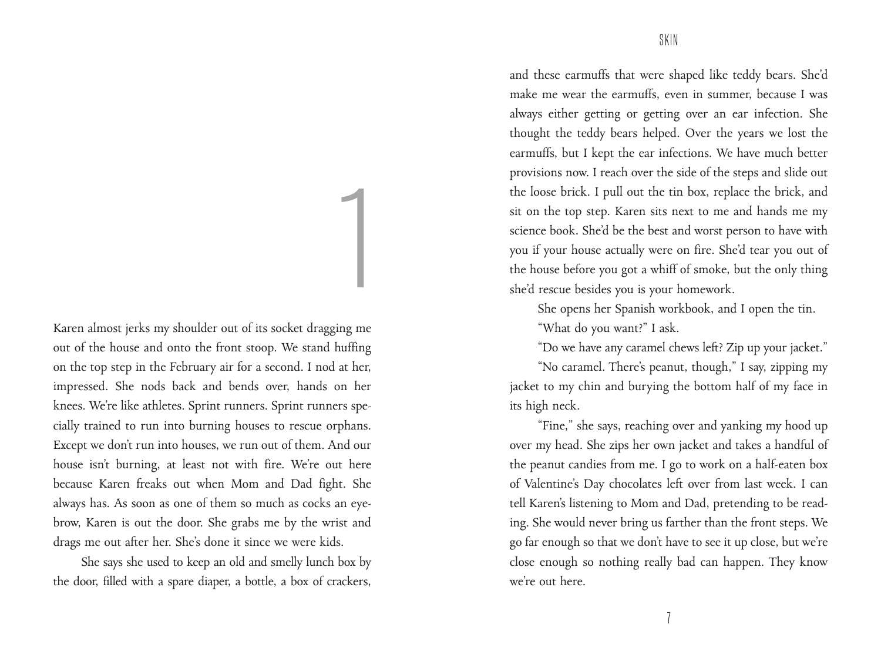# 1

Karen almost jerks my shoulder out of its socket dragging me out of the house and onto the front stoop. We stand huffing on the top step in the February air for a second. I nod at her, impressed. She nods back and bends over, hands on her knees. We're like athletes. Sprint runners. Sprint runners specially trained to run into burning houses to rescue orphans. Except we don't run into houses, we run out of them. And our house isn't burning, at least not with fire. We're out here because Karen freaks out when Mom and Dad fight. She always has. As soon as one of them so much as cocks an eyebrow, Karen is out the door. She grabs me by the wrist and drags me out after her. She's done it since we were kids.

She says she used to keep an old and smelly lunch box by the door, filled with a spare diaper, a bottle, a box of crackers, and these earmuffs that were shaped like teddy bears. She'd make me wear the earmuffs, even in summer, because I was always either getting or getting over an ear infection. She thought the teddy bears helped. Over the years we lost the earmuffs, but I kept the ear infections. We have much better provisions now. I reach over the side of the steps and slide out the loose brick. I pull out the tin box, replace the brick, and sit on the top step. Karen sits next to me and hands me my science book. She'd be the best and worst person to have with you if your house actually were on fire. She'd tear you out of the house before you got a whiff of smoke, but the only thing she'd rescue besides you is your homework.

She opens her Spanish workbook, and I open the tin.

"What do you want?" I ask.

"Do we have any caramel chews left? Zip up your jacket."

"No caramel. There's peanut, though," I say, zipping my jacket to my chin and burying the bottom half of my face in its high neck.

"Fine," she says, reaching over and yanking my hood up over my head. She zips her own jacket and takes a handful of the peanut candies from me. I go to work on a half-eaten box of Valentine's Day chocolates left over from last week. I can tell Karen's listening to Mom and Dad, pretending to be reading. She would never bring us farther than the front steps. We go far enough so that we don't have to see it up close, but we're close enough so nothing really bad can happen. They know we're out here.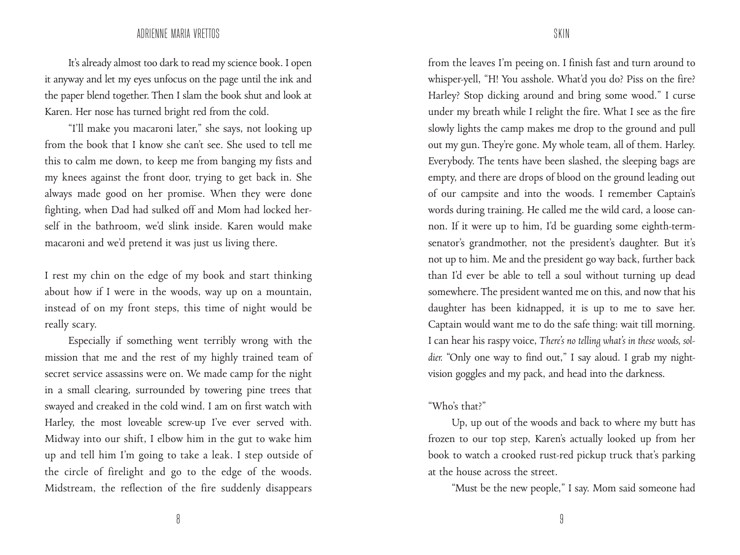It's already almost too dark to read my science book. I open it anyway and let my eyes unfocus on the page until the ink and the paper blend together. Then I slam the book shut and look at Karen. Her nose has turned bright red from the cold.

"I'll make you macaroni later," she says, not looking up from the book that I know she can't see. She used to tell me this to calm me down, to keep me from banging my fists and my knees against the front door, trying to get back in. She always made good on her promise. When they were done fighting, when Dad had sulked off and Mom had locked herself in the bathroom, we'd slink inside. Karen would make macaroni and we'd pretend it was just us living there.

I rest my chin on the edge of my book and start thinking about how if I were in the woods, way up on a mountain, instead of on my front steps, this time of night would be really scary.

Especially if something went terribly wrong with the mission that me and the rest of my highly trained team of secret service assassins were on. We made camp for the night in a small clearing, surrounded by towering pine trees that swayed and creaked in the cold wind. I am on first watch with Harley, the most loveable screw-up I've ever served with. Midway into our shift, I elbow him in the gut to wake him up and tell him I'm going to take a leak. I step outside of the circle of firelight and go to the edge of the woods. Midstream, the reflection of the fire suddenly disappears from the leaves I'm peeing on. I finish fast and turn around to whisper-yell, "H! You asshole. What'd you do? Piss on the fire? Harley? Stop dicking around and bring some wood." I curse under my breath while I relight the fire. What I see as the fire slowly lights the camp makes me drop to the ground and pull out my gun. They're gone. My whole team, all of them. Harley. Everybody. The tents have been slashed, the sleeping bags are empty, and there are drops of blood on the ground leading out of our campsite and into the woods. I remember Captain's words during training. He called me the wild card, a loose cannon. If it were up to him, I'd be guarding some eighth-term-senator's grandmother, not the president's daughter. But it's not up to him. Me and the president go way back, further back than I'd ever be able to tell a soul without turning up dead somewhere. The president wanted me on this, and now that his daughter has been kidnapped, it is up to me to save her. Captain would want me to do the safe thing: wait till morning. I can hear his raspy voice, *There's no telling what's in these woods, soldier.* "Only one way to find out," I say aloud. I grab my night-vision goggles and my pack, and head into the darkness.

"Who's that?"

Up, up out of the woods and back to where my butt has frozen to our top step, Karen's actually looked up from her book to watch a crooked rust-red pickup truck that's parking at the house across the street.

"Must be the new people," I say. Mom said someone had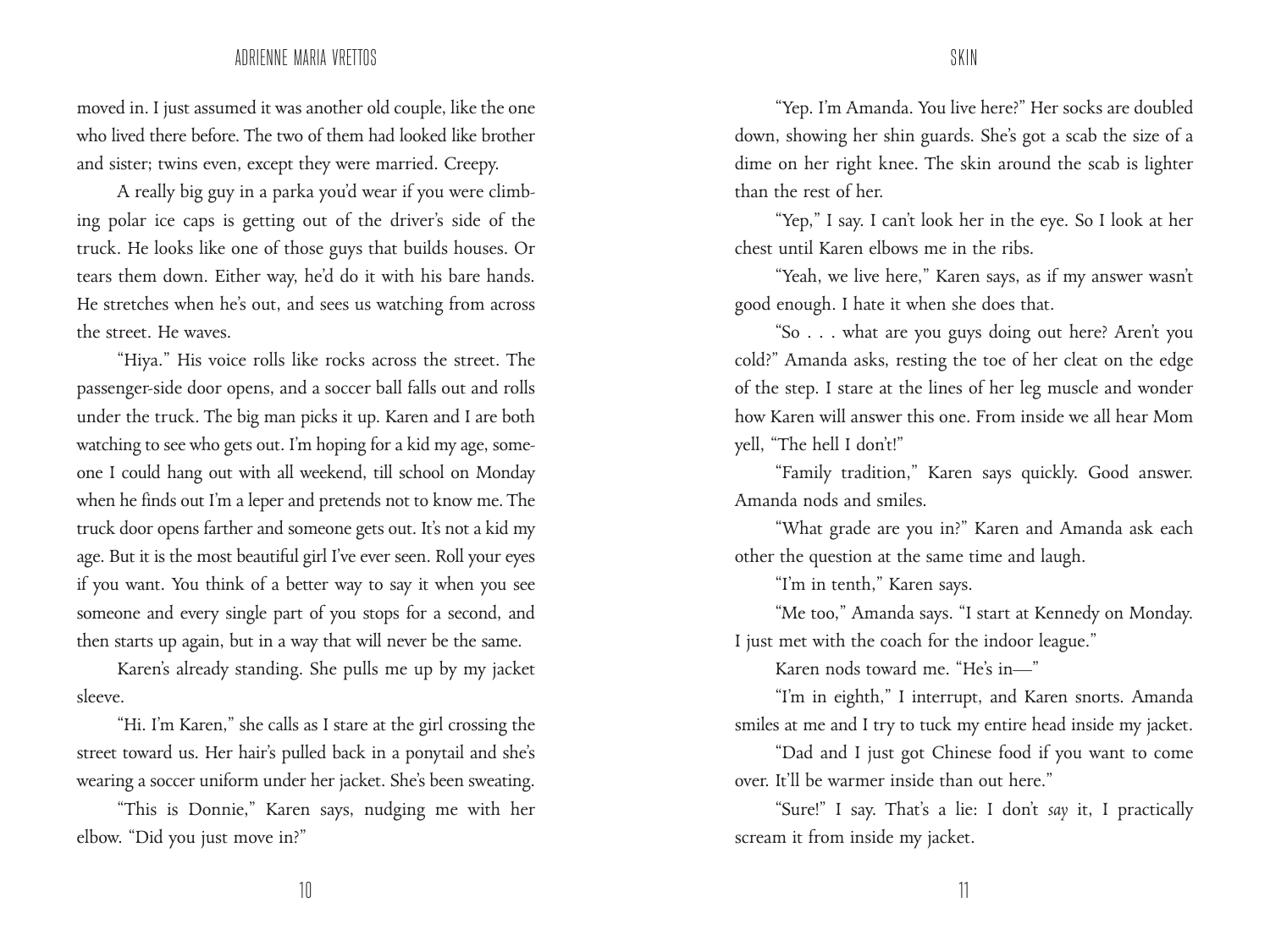moved in. I just assumed it was another old couple, like the one who lived there before. The two of them had looked like brother and sister; twins even, except they were married. Creepy.

A really big guy in a parka you'd wear if you were climbing polar ice caps is getting out of the driver's side of the truck. He looks like one of those guys that builds houses. Or tears them down. Either way, he'd do it with his bare hands. He stretches when he's out, and sees us watching from across the street. He waves.

"Hiya." His voice rolls like rocks across the street. The passenger-side door opens, and a soccer ball falls out and rolls under the truck. The big man picks it up. Karen and I are both watching to see who gets out. I'm hoping for a kid my age, someone I could hang out with all weekend, till school on Monday when he finds out I'm a leper and pretends not to know me. The truck door opens farther and someone gets out. It's not a kid my age. But it is the most beautiful girl I've ever seen. Roll your eyes if you want. You think of a better way to say it when you see someone and every single part of you stops for a second, and then starts up again, but in a way that will never be the same.

Karen's already standing. She pulls me up by my jacket sleeve.

"Hi. I'm Karen," she calls as I stare at the girl crossing the street toward us. Her hair's pulled back in a ponytail and she's wearing a soccer uniform under her jacket. She's been sweating.

"This is Donnie," Karen says, nudging me with her elbow. "Did you just move in?"

"Yep. I'm Amanda. You live here?" Her socks are doubled down, showing her shin guards. She's got a scab the size of a dime on her right knee. The skin around the scab is lighter than the rest of her.

"Yep," I say. I can't look her in the eye. So I look at her chest until Karen elbows me in the ribs.

"Yeah, we live here," Karen says, as if my answer wasn't good enough. I hate it when she does that.

"So . . . what are you guys doing out here? Aren't you cold?" Amanda asks, resting the toe of her cleat on the edge of the step. I stare at the lines of her leg muscle and wonder how Karen will answer this one. From inside we all hear Mom yell, "The hell I don't!"

"Family tradition," Karen says quickly. Good answer. Amanda nods and smiles.

"What grade are you in?" Karen and Amanda ask each other the question at the same time and laugh.

"I'm in tenth," Karen says.

"Me too," Amanda says. "I start at Kennedy on Monday. I just met with the coach for the indoor league."

Karen nods toward me. "He's in—"

"I'm in eighth," I interrupt, and Karen snorts. Amanda smiles at me and I try to tuck my entire head inside my jacket.

"Dad and I just got Chinese food if you want to come over. It'll be warmer inside than out here."

"Sure!" I say. That's a lie: I don't *say* it, I practically scream it from inside my jacket.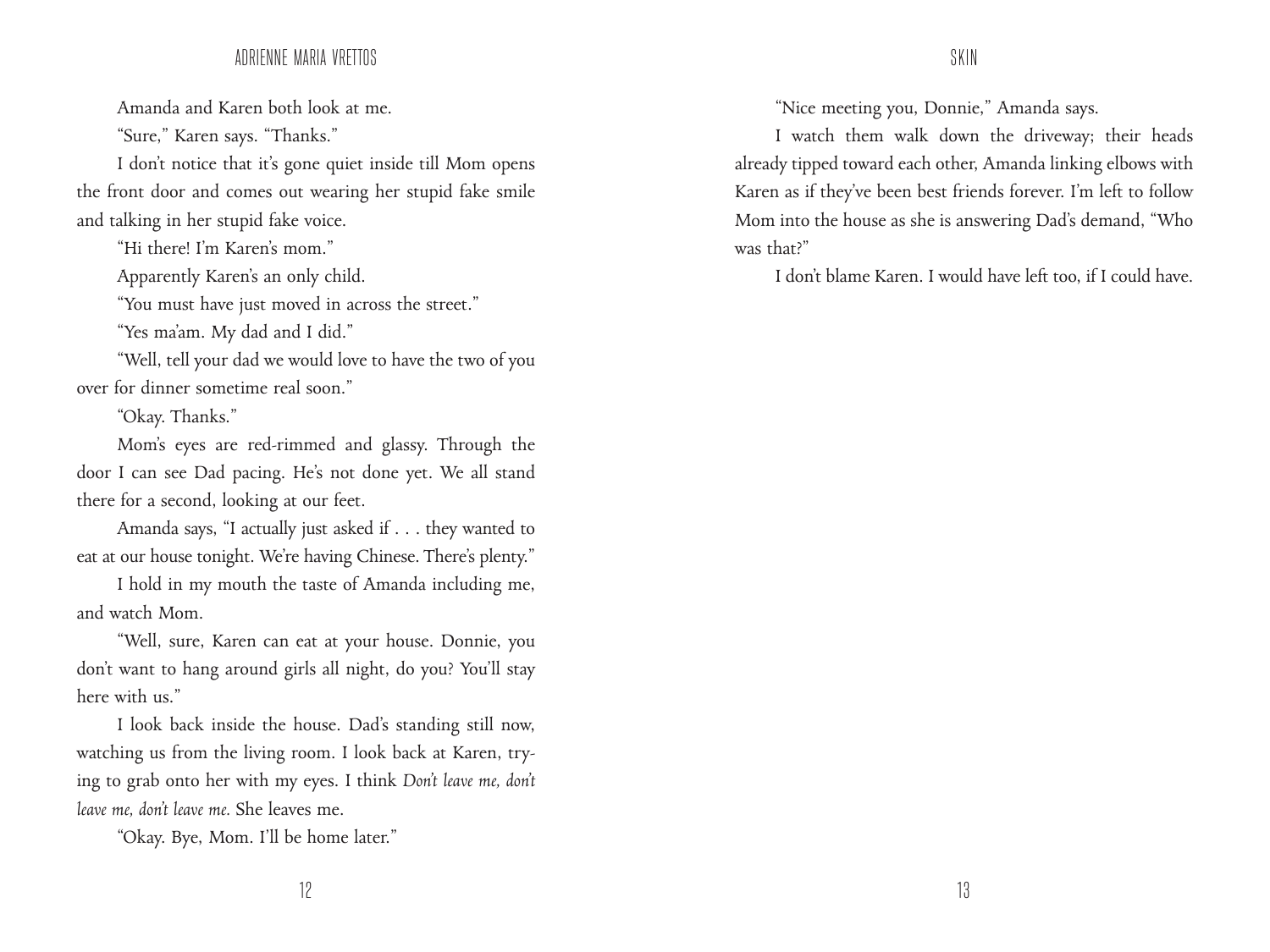Amanda and Karen both look at me.

"Sure," Karen says. "Thanks."

I don't notice that it's gone quiet inside till Mom opens the front door and comes out wearing her stupid fake smile and talking in her stupid fake voice.

"Hi there! I'm Karen's mom."

Apparently Karen's an only child.

"You must have just moved in across the street."

"Yes ma'am. My dad and I did."

"Well, tell your dad we would love to have the two of you over for dinner sometime real soon."

"Okay. Thanks."

Mom's eyes are red-rimmed and glassy. Through the door I can see Dad pacing. He's not done yet. We all stand there for a second, looking at our feet.

Amanda says, "I actually just asked if . . . they wanted to eat at our house tonight. We're having Chinese. There's plenty."

I hold in my mouth the taste of Amanda including me, and watch Mom.

"Well, sure, Karen can eat at your house. Donnie, you don't want to hang around girls all night, do you? You'll stay here with us."

I look back inside the house. Dad's standing still now, watching us from the living room. I look back at Karen, trying to grab onto her with my eyes. I think *Don't leave me, don't leave me, don't leave me.* She leaves me.

"Okay. Bye, Mom. I'll be home later."

"Nice meeting you, Donnie," Amanda says.

I watch them walk down the driveway; their heads already tipped toward each other, Amanda linking elbows with Karen as if they've been best friends forever. I'm left to follow Mom into the house as she is answering Dad's demand, "Who was that?"

I don't blame Karen. I would have left too, if I could have.